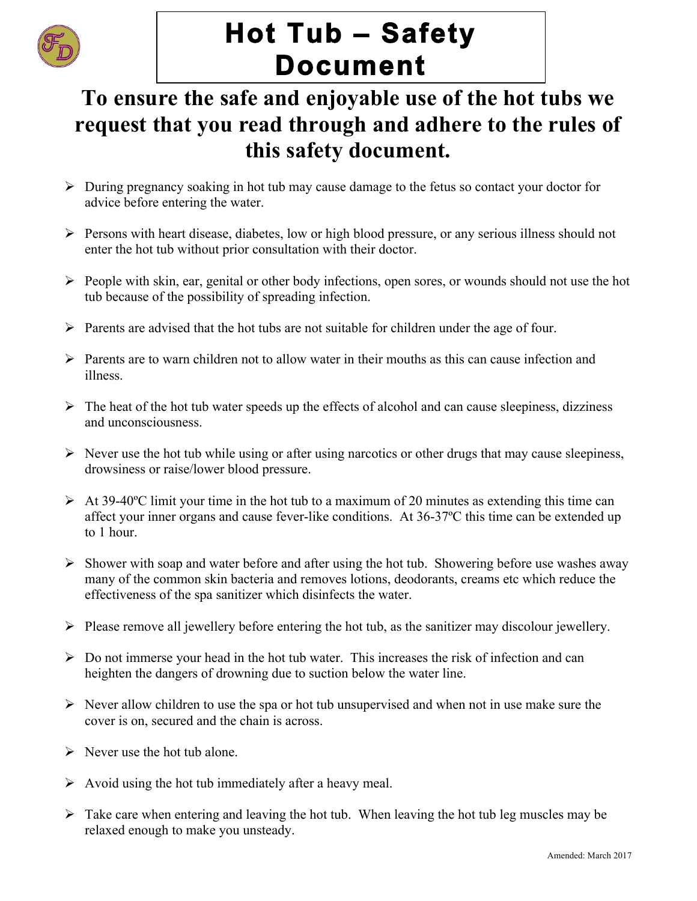# Hot Tub – Safety Document

## To ensure the safe and enjoyable use of the hot tubs we request that you read through and adhere to the rules of this safety document.

- During pregnancy soaking in hot tub may cause damage to the fetus so contact your doctor for advice before entering the water.
- Persons with heart disease, diabetes, low or high blood pressure, or any serious illness should not enter the hot tub without prior consultation with their doctor.
- People with skin, ear, genital or other body infections, open sores, or wounds should not use the hot tub because of the possibility of spreading infection.
- Parents are advised that the hot tubs are not suitable for children under the age of four.
- Parents are to warn children not to allow water in their mouths as this can cause infection and illness.
- The heat of the hot tub water speeds up the effects of alcohol and can cause sleepiness, dizziness and unconsciousness.
- Never use the hot tub while using or after using narcotics or other drugs that may cause sleepiness, drowsiness or raise/lower blood pressure.
- At 39-40ºC limit your time in the hot tub to a maximum of 20 minutes as extending this time can affect your inner organs and cause fever-like conditions. At 36-37ºC this time can be extended up to 1 hour.
- Shower with soap and water before and after using the hot tub. Showering before use washes away many of the common skin bacteria and removes lotions, deodorants, creams etc which reduce the effectiveness of the spa sanitizer which disinfects the water.
- Please remove all jewellery before entering the hot tub, as the sanitizer may discolour jewellery.
- Do not immerse your head in the hot tub water. This increases the risk of infection and can heighten the dangers of drowning due to suction below the water line.
- Never allow children to use the spa or hot tub unsupervised and when not in use make sure the cover is on, secured and the chain is across.
- Never use the hot tub alone.
- Avoid using the hot tub immediately after a heavy meal.
- Take care when entering and leaving the hot tub. When leaving the hot tub leg muscles may be relaxed enough to make you unsteady.

Amended: March 2017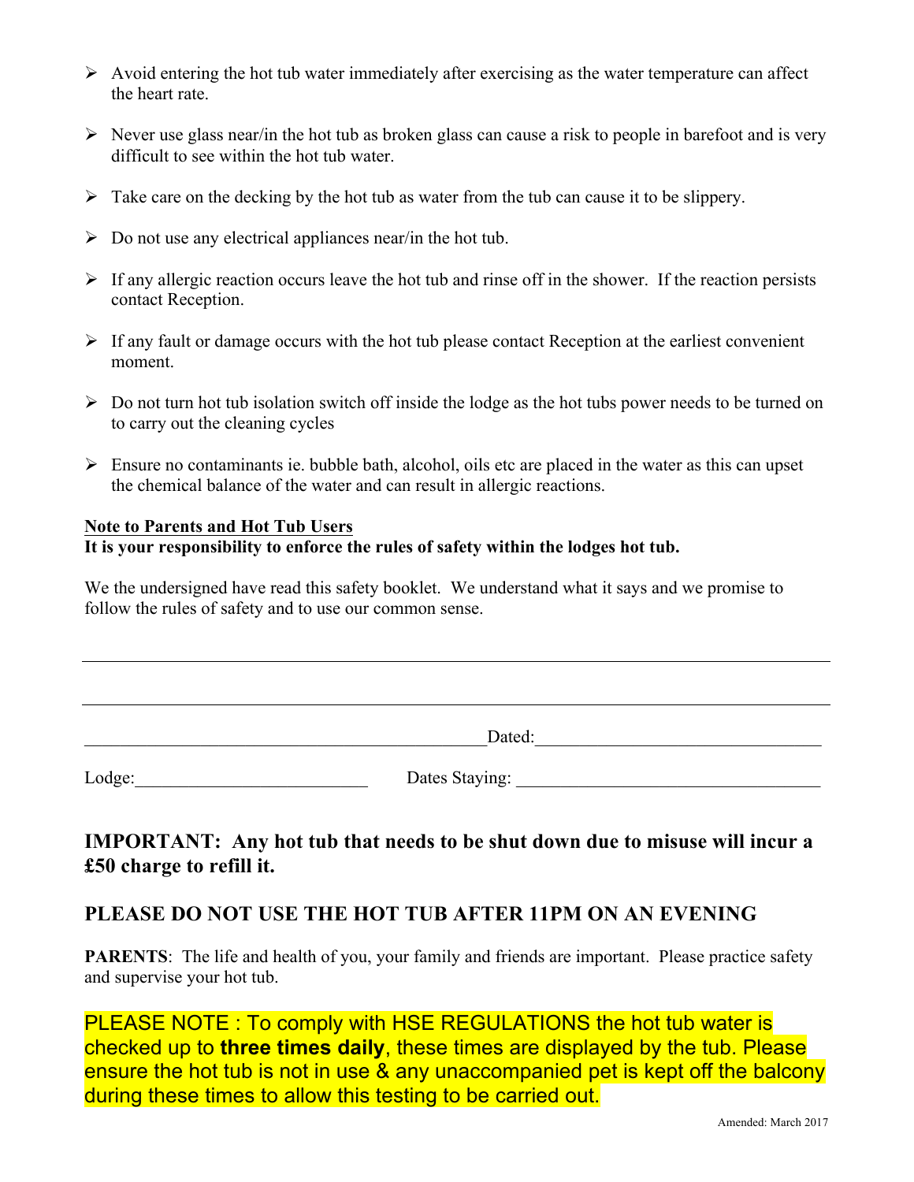- Avoid entering the hot tub water immediately after exercising as the water temperature can affect the heart rate.

- Never use glass near/in the hot tub as broken glass can cause a risk to people in barefoot and is very difficult to see within the hot tub water.

- Take care on the decking by the hot tub as water from the tub can cause it to be slippery.

- Do not use any electrical appliances near/in the hot tub.

- If any allergic reaction occurs leave the hot tub and rinse off in the shower. If the reaction persists contact Reception.

- If any fault or damage occurs with the hot tub please contact Reception at the earliest convenient moment.

- Do not turn hot tub isolation switch off inside the lodge as the hot tubs power needs to be turned on to carry out the cleaning cycles

- Ensure no contaminants ie. bubble bath, alcohol, oils etc are placed in the water as this can upset the chemical balance of the water and can result in allergic reactions.

<u>**Note to Parents and Hot Tub Users**</u>
**It is your responsibility to enforce the rules of safety within the lodges hot tub.**

We the undersigned have read this safety booklet. We understand what it says and we promise to follow the rules of safety and to use our common sense.

______________________________________________________________________

______________________________________________________________________

____________________________________________Dated:____________________________

Lodge:__________________________ Dates Staying: __________________________________

## IMPORTANT: Any hot tub that needs to be shut down due to misuse will incur a £50 charge to refill it.

## PLEASE DO NOT USE THE HOT TUB AFTER 11PM ON AN EVENING

**PARENTS**: The life and health of you, your family and friends are important. Please practice safety and supervise your hot tub.

PLEASE NOTE : To comply with HSE REGULATIONS the hot tub water is checked up to **three times daily**, these times are displayed by the tub. Please ensure the hot tub is not in use & any unaccompanied pet is kept off the balcony during these times to allow this testing to be carried out.

Amended: March 2017